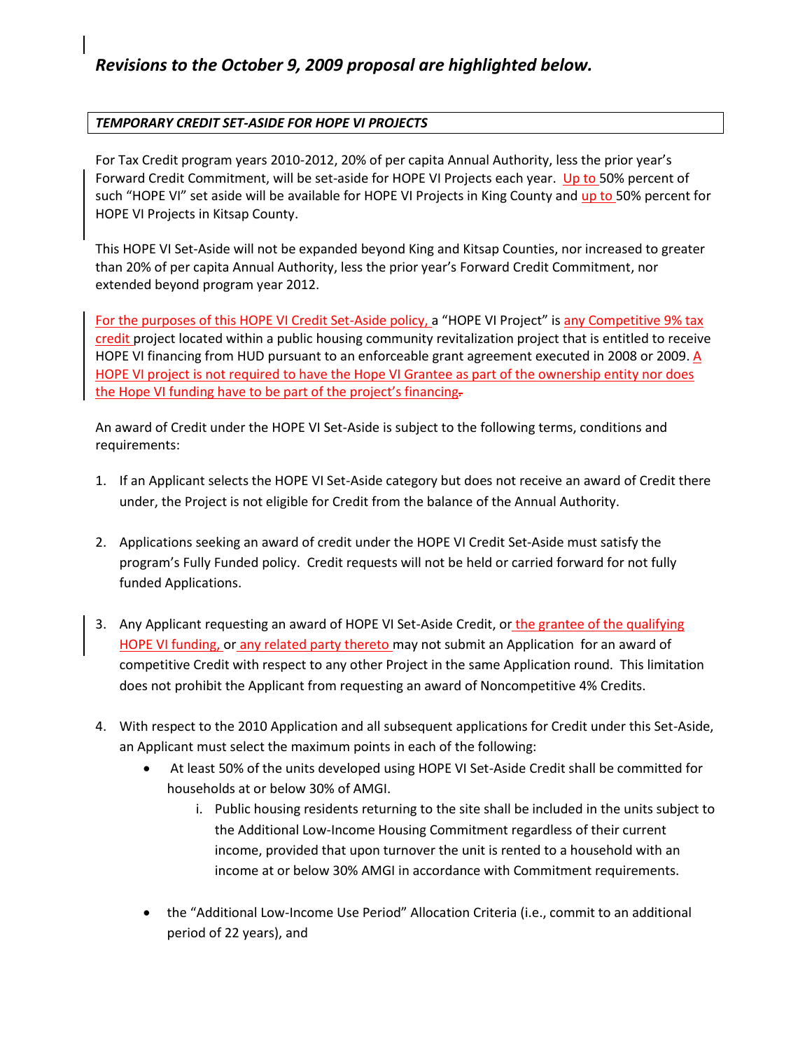*Revisions to the October 9, 2009 proposal are highlighted below.*

***TEMPORARY CREDIT SET-ASIDE FOR HOPE VI PROJECTS***

For Tax Credit program years 2010-2012, 20% of per capita Annual Authority, less the prior year's Forward Credit Commitment, will be set-aside for HOPE VI Projects each year. Up to 50% percent of such "HOPE VI" set aside will be available for HOPE VI Projects in King County and up to 50% percent for HOPE VI Projects in Kitsap County.

This HOPE VI Set-Aside will not be expanded beyond King and Kitsap Counties, nor increased to greater than 20% of per capita Annual Authority, less the prior year's Forward Credit Commitment, nor extended beyond program year 2012.

For the purposes of this HOPE VI Credit Set-Aside policy, a "HOPE VI Project" is any Competitive 9% tax credit project located within a public housing community revitalization project that is entitled to receive HOPE VI financing from HUD pursuant to an enforceable grant agreement executed in 2008 or 2009. A HOPE VI project is not required to have the Hope VI Grantee as part of the ownership entity nor does the Hope VI funding have to be part of the project's financing.

An award of Credit under the HOPE VI Set-Aside is subject to the following terms, conditions and requirements:

1. If an Applicant selects the HOPE VI Set-Aside category but does not receive an award of Credit there under, the Project is not eligible for Credit from the balance of the Annual Authority.
2. Applications seeking an award of credit under the HOPE VI Credit Set-Aside must satisfy the program's Fully Funded policy. Credit requests will not be held or carried forward for not fully funded Applications.
3. Any Applicant requesting an award of HOPE VI Set-Aside Credit, or the grantee of the qualifying HOPE VI funding, or any related party thereto may not submit an Application for an award of competitive Credit with respect to any other Project in the same Application round. This limitation does not prohibit the Applicant from requesting an award of Noncompetitive 4% Credits.
4. With respect to the 2010 Application and all subsequent applications for Credit under this Set-Aside, an Applicant must select the maximum points in each of the following:
   - At least 50% of the units developed using HOPE VI Set-Aside Credit shall be committed for households at or below 30% of AMGI.
     i. Public housing residents returning to the site shall be included in the units subject to the Additional Low-Income Housing Commitment regardless of their current income, provided that upon turnover the unit is rented to a household with an income at or below 30% AMGI in accordance with Commitment requirements.
   - the "Additional Low-Income Use Period" Allocation Criteria (i.e., commit to an additional period of 22 years), and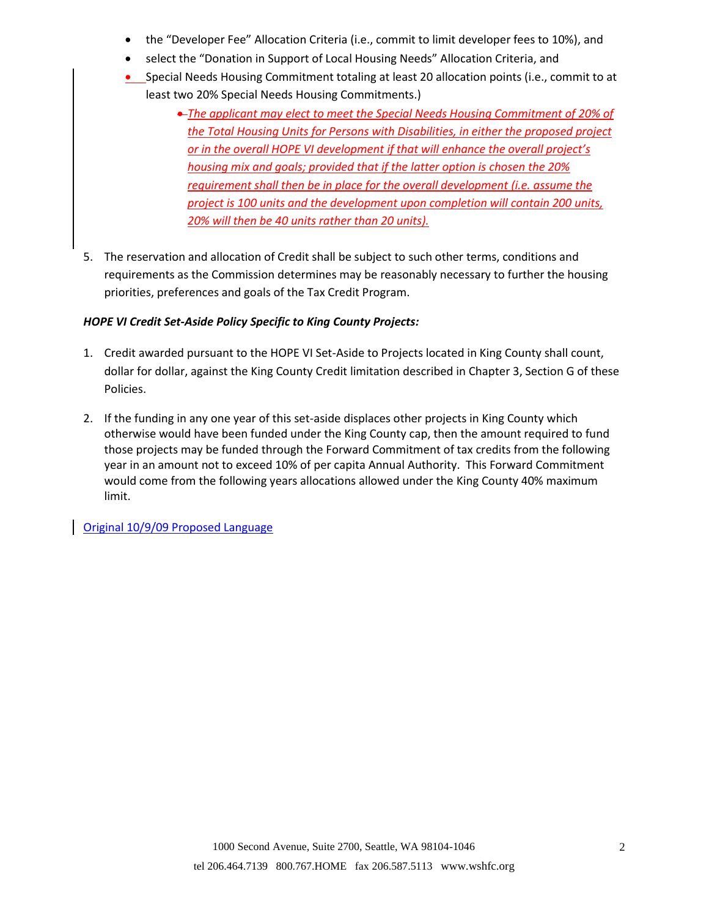- the "Developer Fee" Allocation Criteria (i.e., commit to limit developer fees to 10%), and
- select the "Donation in Support of Local Housing Needs" Allocation Criteria, and
- Special Needs Housing Commitment totaling at least 20 allocation points (i.e., commit to at least two 20% Special Needs Housing Commitments.)
    - *The applicant may elect to meet the Special Needs Housing Commitment of 20% of the Total Housing Units for Persons with Disabilities, in either the proposed project or in the overall HOPE VI development if that will enhance the overall project's housing mix and goals; provided that if the latter option is chosen the 20% requirement shall then be in place for the overall development (i.e. assume the project is 100 units and the development upon completion will contain 200 units, 20% will then be 40 units rather than 20 units).*

5. The reservation and allocation of Credit shall be subject to such other terms, conditions and requirements as the Commission determines may be reasonably necessary to further the housing priorities, preferences and goals of the Tax Credit Program.

***HOPE VI Credit Set-Aside Policy Specific to King County Projects:***

1. Credit awarded pursuant to the HOPE VI Set-Aside to Projects located in King County shall count, dollar for dollar, against the King County Credit limitation described in Chapter 3, Section G of these Policies.

2. If the funding in any one year of this set-aside displaces other projects in King County which otherwise would have been funded under the King County cap, then the amount required to fund those projects may be funded through the Forward Commitment of tax credits from the following year in an amount not to exceed 10% of per capita Annual Authority. This Forward Commitment would come from the following years allocations allowed under the King County 40% maximum limit.

Original 10/9/09 Proposed Language